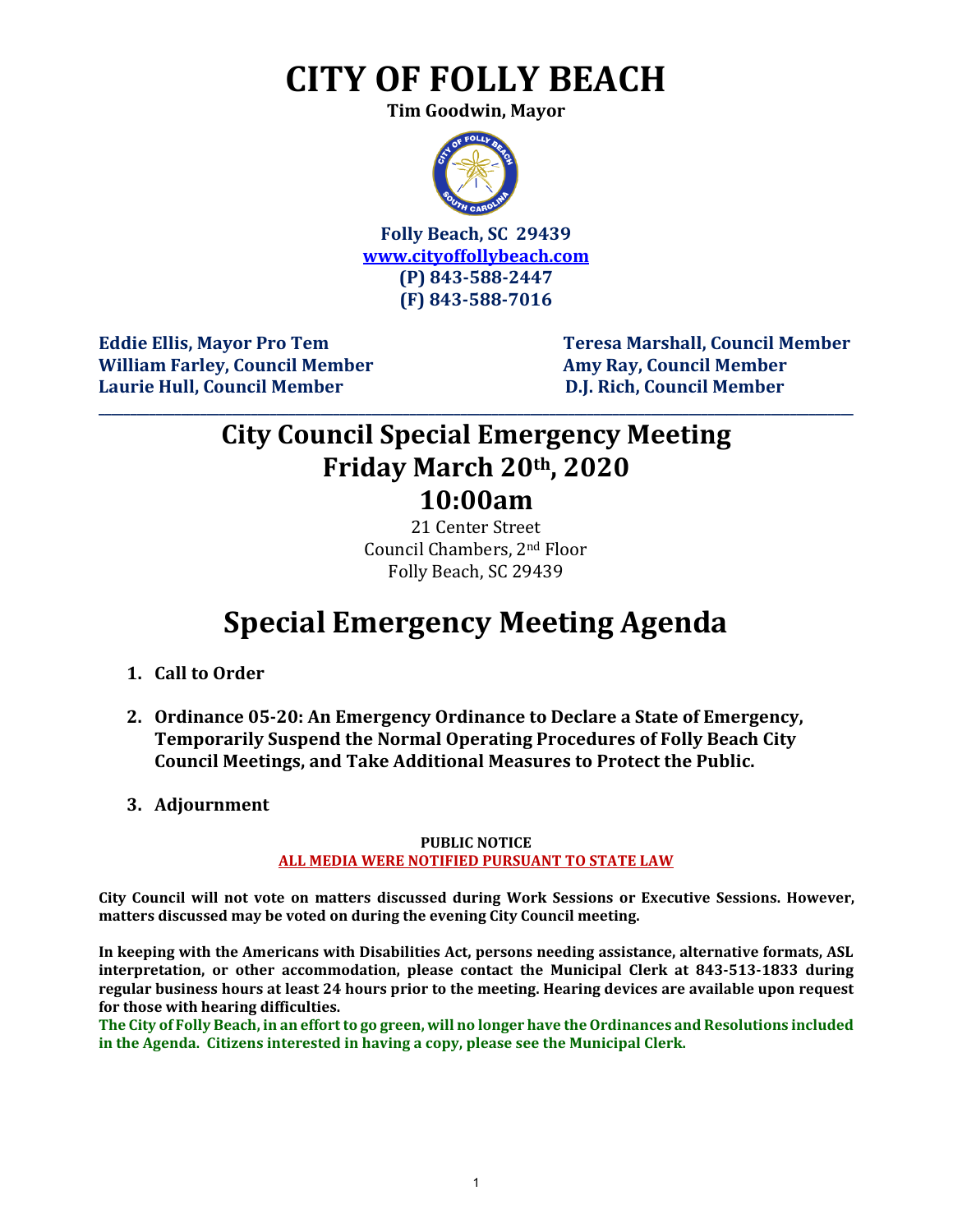# CITY OF FOLLY BEACH

**Tim Goodwin, Mayor**

**Folly Beach, SC 29439**
**www.cityoffollybeach.com**
**(P) 843-588-2447**
**(F) 843-588-7016**

**Eddie Ellis, Mayor Pro Tem**
**William Farley, Council Member**
**Laurie Hull, Council Member**
**Teresa Marshall, Council Member**
**Amy Ray, Council Member**
**D.J. Rich, Council Member**

---

## City Council Special Emergency Meeting
## Friday March 20th, 2020
## 10:00am

21 Center Street
Council Chambers, 2nd Floor
Folly Beach, SC 29439

# Special Emergency Meeting Agenda

1. **Call to Order**

2. **Ordinance 05-20: An Emergency Ordinance to Declare a State of Emergency, Temporarily Suspend the Normal Operating Procedures of Folly Beach City Council Meetings, and Take Additional Measures to Protect the Public.**

3. **Adjournment**

**PUBLIC NOTICE**
**ALL MEDIA WERE NOTIFIED PURSUANT TO STATE LAW**

**City Council will not vote on matters discussed during Work Sessions or Executive Sessions. However, matters discussed may be voted on during the evening City Council meeting.**

**In keeping with the Americans with Disabilities Act, persons needing assistance, alternative formats, ASL interpretation, or other accommodation, please contact the Municipal Clerk at 843-513-1833 during regular business hours at least 24 hours prior to the meeting. Hearing devices are available upon request for those with hearing difficulties.**

**The City of Folly Beach, in an effort to go green, will no longer have the Ordinances and Resolutions included in the Agenda. Citizens interested in having a copy, please see the Municipal Clerk.**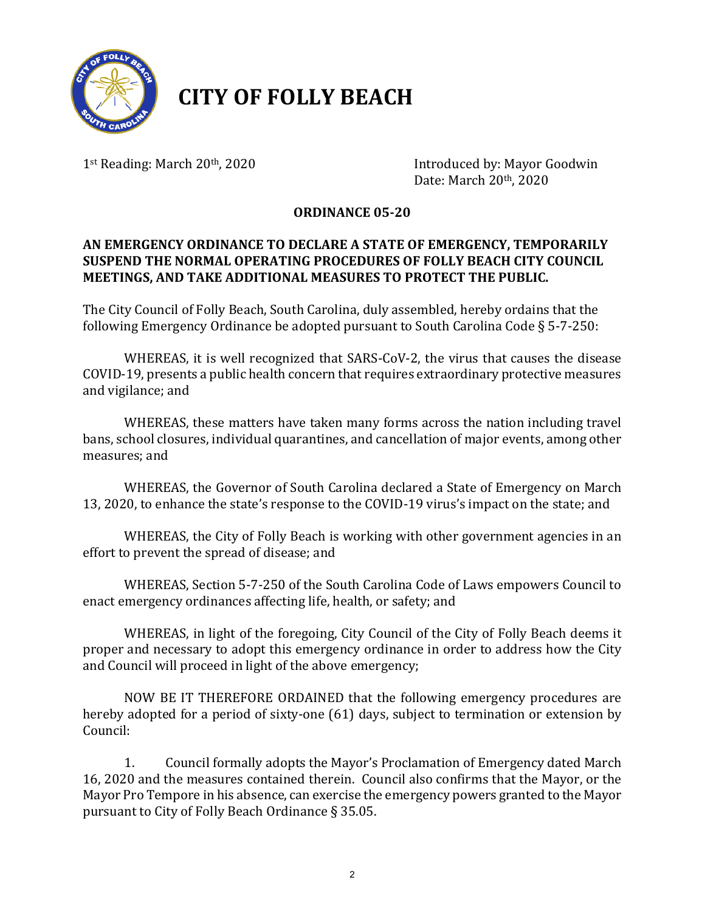# CITY OF FOLLY BEACH

1st Reading: March 20th, 2020

Introduced by: Mayor Goodwin
Date: March 20th, 2020

## ORDINANCE 05-20

**AN EMERGENCY ORDINANCE TO DECLARE A STATE OF EMERGENCY, TEMPORARILY SUSPEND THE NORMAL OPERATING PROCEDURES OF FOLLY BEACH CITY COUNCIL MEETINGS, AND TAKE ADDITIONAL MEASURES TO PROTECT THE PUBLIC.**

The City Council of Folly Beach, South Carolina, duly assembled, hereby ordains that the following Emergency Ordinance be adopted pursuant to South Carolina Code § 5-7-250:

WHEREAS, it is well recognized that SARS-CoV-2, the virus that causes the disease COVID-19, presents a public health concern that requires extraordinary protective measures and vigilance; and

WHEREAS, these matters have taken many forms across the nation including travel bans, school closures, individual quarantines, and cancellation of major events, among other measures; and

WHEREAS, the Governor of South Carolina declared a State of Emergency on March 13, 2020, to enhance the state's response to the COVID-19 virus's impact on the state; and

WHEREAS, the City of Folly Beach is working with other government agencies in an effort to prevent the spread of disease; and

WHEREAS, Section 5-7-250 of the South Carolina Code of Laws empowers Council to enact emergency ordinances affecting life, health, or safety; and

WHEREAS, in light of the foregoing, City Council of the City of Folly Beach deems it proper and necessary to adopt this emergency ordinance in order to address how the City and Council will proceed in light of the above emergency;

NOW BE IT THEREFORE ORDAINED that the following emergency procedures are hereby adopted for a period of sixty-one (61) days, subject to termination or extension by Council:

1. Council formally adopts the Mayor's Proclamation of Emergency dated March 16, 2020 and the measures contained therein. Council also confirms that the Mayor, or the Mayor Pro Tempore in his absence, can exercise the emergency powers granted to the Mayor pursuant to City of Folly Beach Ordinance § 35.05.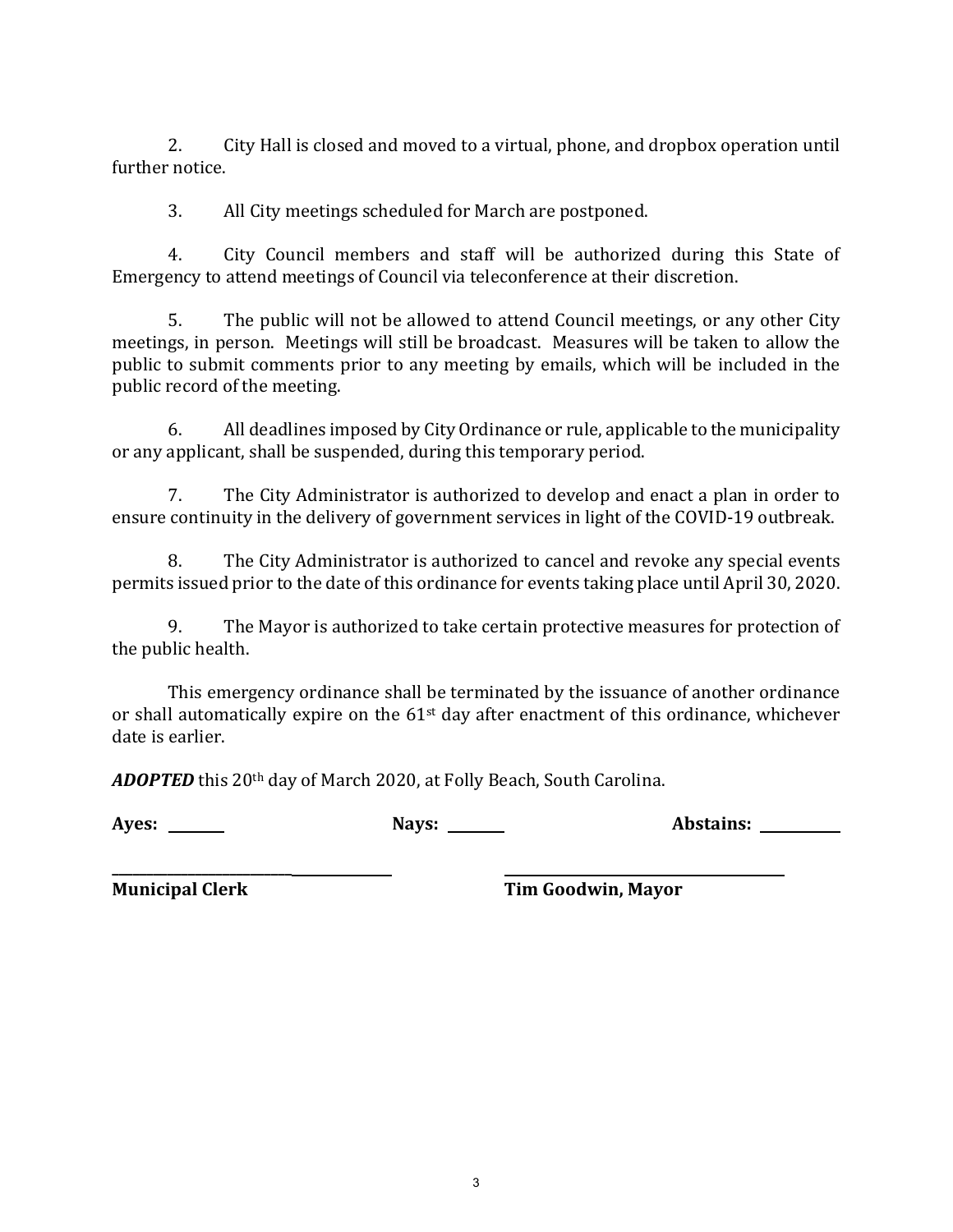2. City Hall is closed and moved to a virtual, phone, and dropbox operation until further notice.

3. All City meetings scheduled for March are postponed.

4. City Council members and staff will be authorized during this State of Emergency to attend meetings of Council via teleconference at their discretion.

5. The public will not be allowed to attend Council meetings, or any other City meetings, in person. Meetings will still be broadcast. Measures will be taken to allow the public to submit comments prior to any meeting by emails, which will be included in the public record of the meeting.

6. All deadlines imposed by City Ordinance or rule, applicable to the municipality or any applicant, shall be suspended, during this temporary period.

7. The City Administrator is authorized to develop and enact a plan in order to ensure continuity in the delivery of government services in light of the COVID-19 outbreak.

8. The City Administrator is authorized to cancel and revoke any special events permits issued prior to the date of this ordinance for events taking place until April 30, 2020.

9. The Mayor is authorized to take certain protective measures for protection of the public health.

This emergency ordinance shall be terminated by the issuance of another ordinance or shall automatically expire on the 61st day after enactment of this ordinance, whichever date is earlier.

***ADOPTED*** this 20th day of March 2020, at Folly Beach, South Carolina.

**Ayes:** ________ **Nays:** ________ **Abstains:** ___________

_______________________________ _______________________________

**Municipal Clerk** **Tim Goodwin, Mayor**